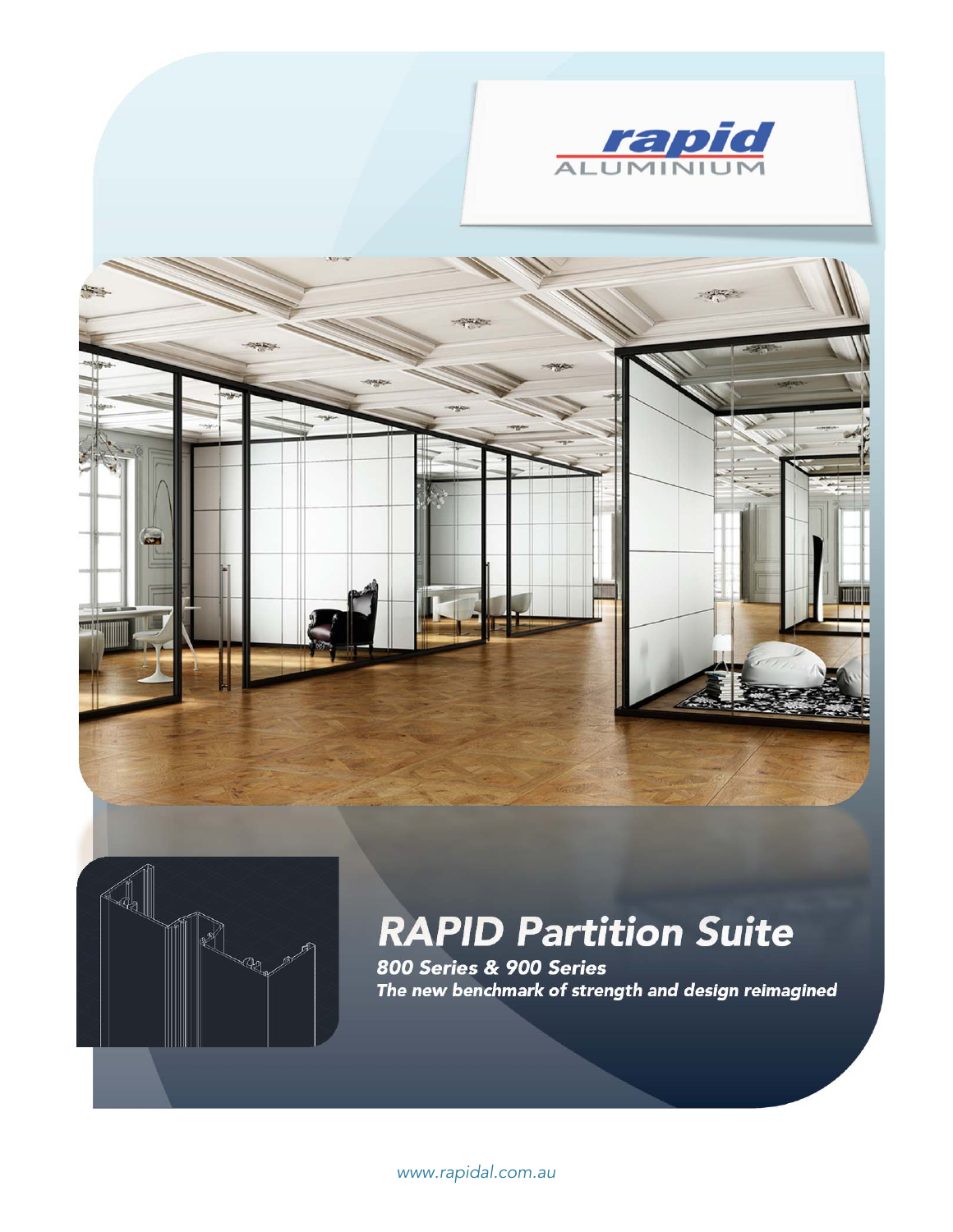rapid ALUMINIUM

# RAPID Partition Suite

***800 Series & 900 Series***

***The new benchmark of strength and design reimagined***

www.rapidal.com.au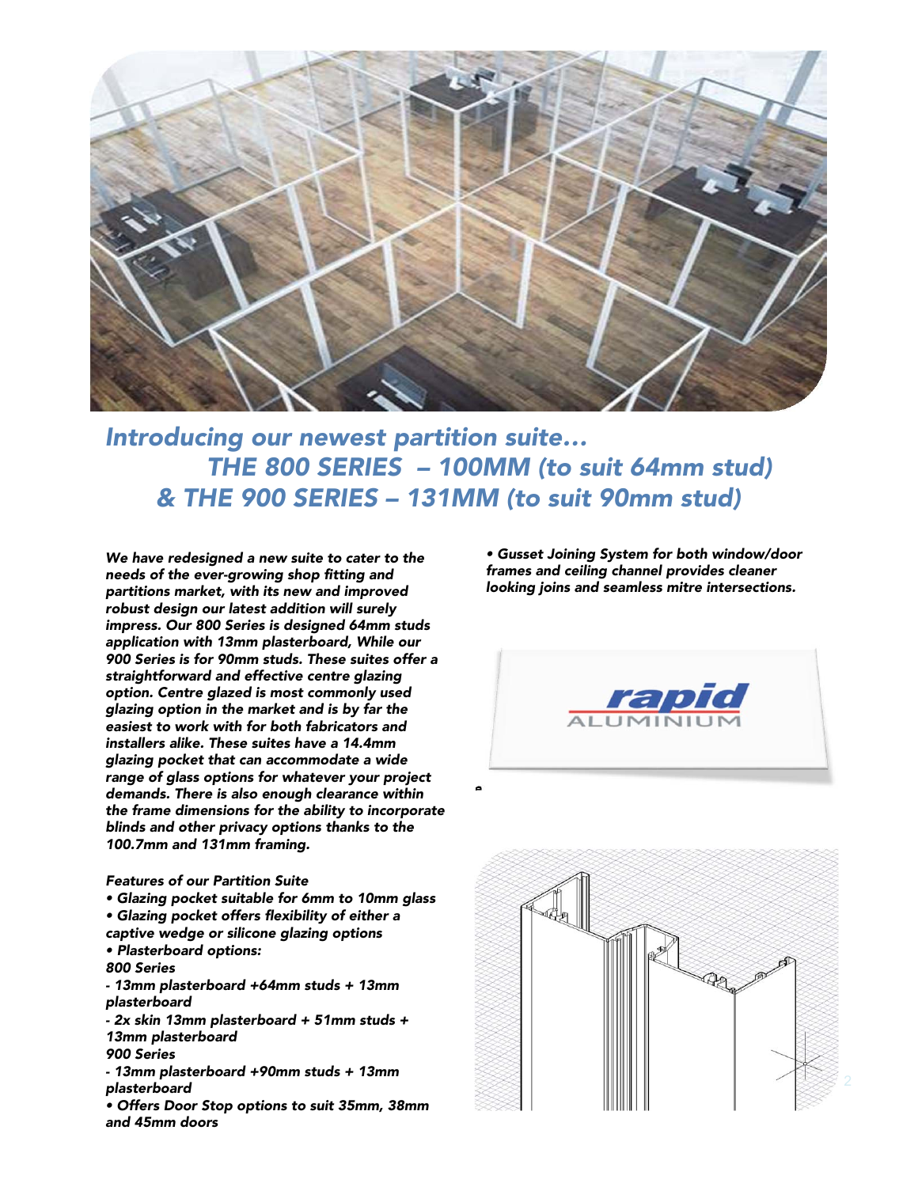## *Introducing our newest partition suite…*
## *THE 800 SERIES – 100MM (to suit 64mm stud)*
## *& THE 900 SERIES – 131MM (to suit 90mm stud)*

***We have redesigned a new suite to cater to the needs of the ever-growing shop fitting and partitions market, with its new and improved robust design our latest addition will surely impress. Our 800 Series is designed 64mm studs application with 13mm plasterboard, While our 900 Series is for 90mm studs. These suites offer a straightforward and effective centre glazing option. Centre glazed is most commonly used glazing option in the market and is by far the easiest to work with for both fabricators and installers alike. These suites have a 14.4mm glazing pocket that can accommodate a wide range of glass options for whatever your project demands. There is also enough clearance within the frame dimensions for the ability to incorporate blinds and other privacy options thanks to the 100.7mm and 131mm framing.***

***Features of our Partition Suite***

- ***Glazing pocket suitable for 6mm to 10mm glass***
- ***Glazing pocket offers flexibility of either a captive wedge or silicone glazing options***
- ***Plasterboard options:***

***800 Series***

***- 13mm plasterboard +64mm studs + 13mm plasterboard***

***- 2x skin 13mm plasterboard + 51mm studs + 13mm plasterboard***

***900 Series***

***- 13mm plasterboard +90mm studs + 13mm plasterboard***

- ***Offers Door Stop options to suit 35mm, 38mm and 45mm doors***
- ***Gusset Joining System for both window/door frames and ceiling channel provides cleaner looking joins and seamless mitre intersections.***

rapid ALUMINIUM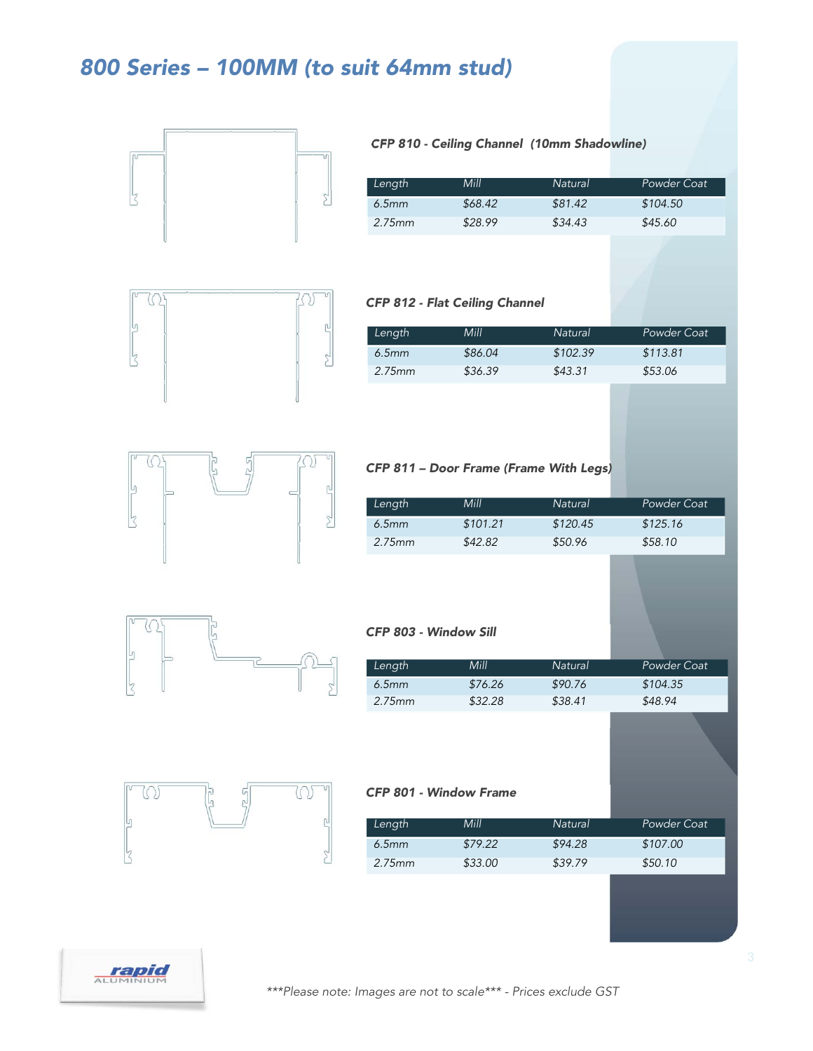# 800 Series – 100MM (to suit 64mm stud)

### CFP 810 - Ceiling Channel (10mm Shadowline)

| Length | Mill | Natural | Powder Coat |
|---|---|---|---|
| 6.5mm | $68.42 | $81.42 | $104.50 |
| 2.75mm | $28.99 | $34.43 | $45.60 |

### CFP 812 - Flat Ceiling Channel

| Length | Mill | Natural | Powder Coat |
|---|---|---|---|
| 6.5mm | $86.04 | $102.39 | $113.81 |
| 2.75mm | $36.39 | $43.31 | $53.06 |

### CFP 811 – Door Frame (Frame With Legs)

| Length | Mill | Natural | Powder Coat |
|---|---|---|---|
| 6.5mm | $101.21 | $120.45 | $125.16 |
| 2.75mm | $42.82 | $50.96 | $58.10 |

### CFP 803 - Window Sill

| Length | Mill | Natural | Powder Coat |
|---|---|---|---|
| 6.5mm | $76.26 | $90.76 | $104.35 |
| 2.75mm | $32.28 | $38.41 | $48.94 |

### CFP 801 - Window Frame

| Length | Mill | Natural | Powder Coat |
|---|---|---|---|
| 6.5mm | $79.22 | $94.28 | $107.00 |
| 2.75mm | $33.00 | $39.79 | $50.10 |

*\*\*\*Please note: Images are not to scale\*\*\* - Prices exclude GST*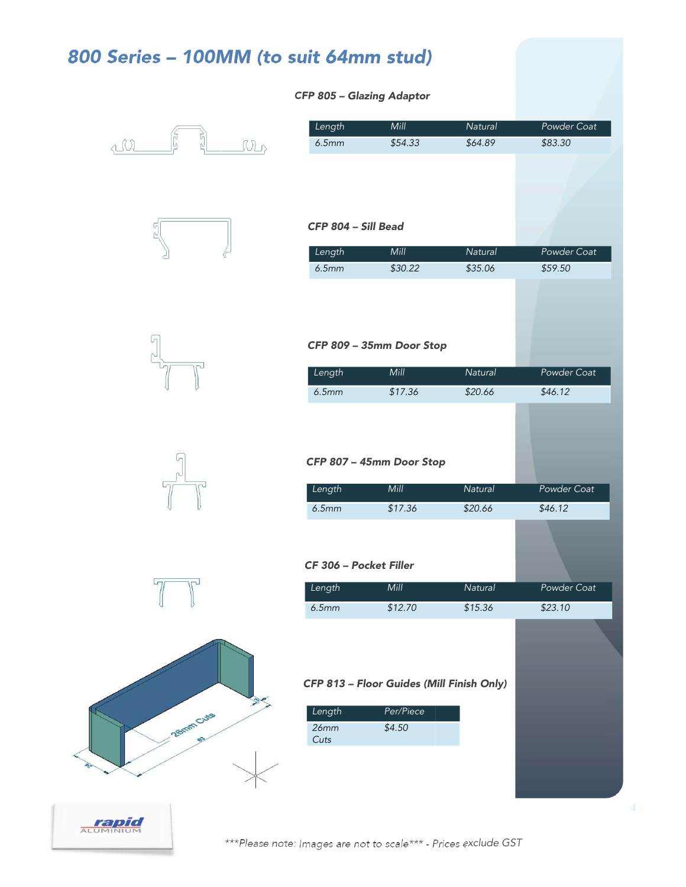# 800 Series – 100MM (to suit 64mm stud)

### CFP 805 – Glazing Adaptor

| Length | Mill | Natural | Powder Coat |
|---|---|---|---|
| 6.5mm | $54.33 | $64.89 | $83.30 |

### CFP 804 – Sill Bead

| Length | Mill | Natural | Powder Coat |
|---|---|---|---|
| 6.5mm | $30.22 | $35.06 | $59.50 |

### CFP 809 – 35mm Door Stop

| Length | Mill | Natural | Powder Coat |
|---|---|---|---|
| 6.5mm | $17.36 | $20.66 | $46.12 |

### CFP 807 – 45mm Door Stop

| Length | Mill | Natural | Powder Coat |
|---|---|---|---|
| 6.5mm | $17.36 | $20.66 | $46.12 |

### CF 306 – Pocket Filler

| Length | Mill | Natural | Powder Coat |
|---|---|---|---|
| 6.5mm | $12.70 | $15.36 | $23.10 |

### CFP 813 – Floor Guides (Mill Finish Only)

| Length | Per/Piece | |
|---|---|---|
| 26mm Cuts | $4.50 | |

***Please note: Images are not to scale*** - Prices exclude GST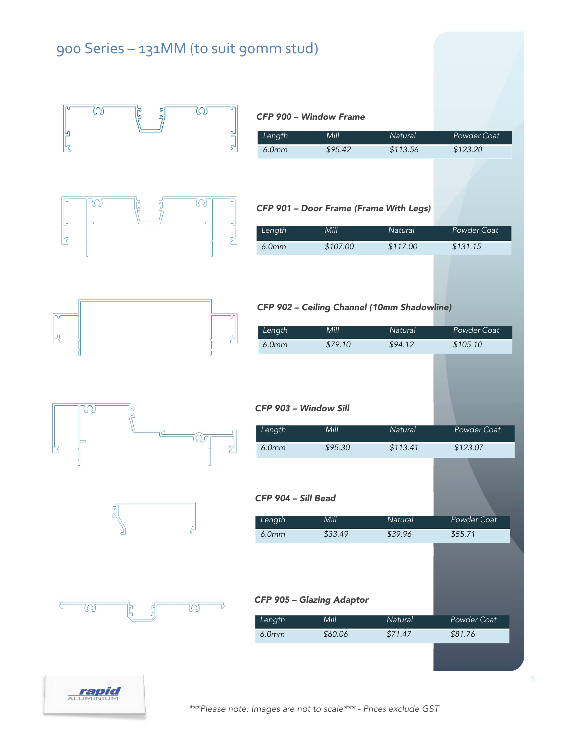# 900 Series – 131MM (to suit 90mm stud)

### *CFP 900 – Window Frame*

| Length | Mill | Natural | Powder Coat |
|---|---|---|---|
| 6.0mm | $95.42 | $113.56 | $123.20 |

### *CFP 901 – Door Frame (Frame With Legs)*

| Length | Mill | Natural | Powder Coat |
|---|---|---|---|
| 6.0mm | $107.00 | $117.00 | $131.15 |

### *CFP 902 – Ceiling Channel (10mm Shadowline)*

| Length | Mill | Natural | Powder Coat |
|---|---|---|---|
| 6.0mm | $79.10 | $94.12 | $105.10 |

### *CFP 903 – Window Sill*

| Length | Mill | Natural | Powder Coat |
|---|---|---|---|
| 6.0mm | $95.30 | $113.41 | $123.07 |

### *CFP 904 – Sill Bead*

| Length | Mill | Natural | Powder Coat |
|---|---|---|---|
| 6.0mm | $33.49 | $39.96 | $55.71 |

### *CFP 905 – Glazing Adaptor*

| Length | Mill | Natural | Powder Coat |
|---|---|---|---|
| 6.0mm | $60.06 | $71.47 | $81.76 |

*\*\*\*Please note: Images are not to scale\*\*\* - Prices exclude GST*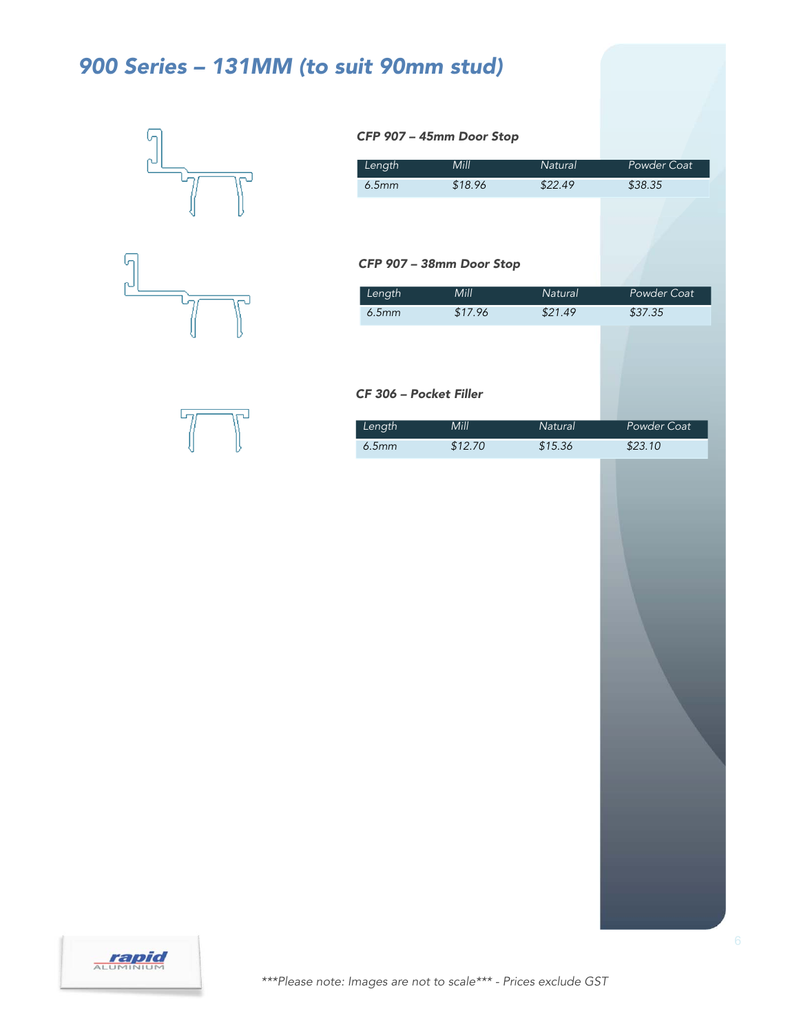# *900 Series – 131MM (to suit 90mm stud)*

### *CFP 907 – 45mm Door Stop*

| *Length* | *Mill* | *Natural* | *Powder Coat* |
|---|---|---|---|
| *6.5mm* | *$18.96* | *$22.49* | *$38.35* |

### *CFP 907 – 38mm Door Stop*

| *Length* | *Mill* | *Natural* | *Powder Coat* |
|---|---|---|---|
| *6.5mm* | *$17.96* | *$21.49* | *$37.35* |

### *CF 306 – Pocket Filler*

| *Length* | *Mill* | *Natural* | *Powder Coat* |
|---|---|---|---|
| *6.5mm* | *$12.70* | *$15.36* | *$23.10* |

*\*\*\*Please note: Images are not to scale\*\*\* - Prices exclude GST*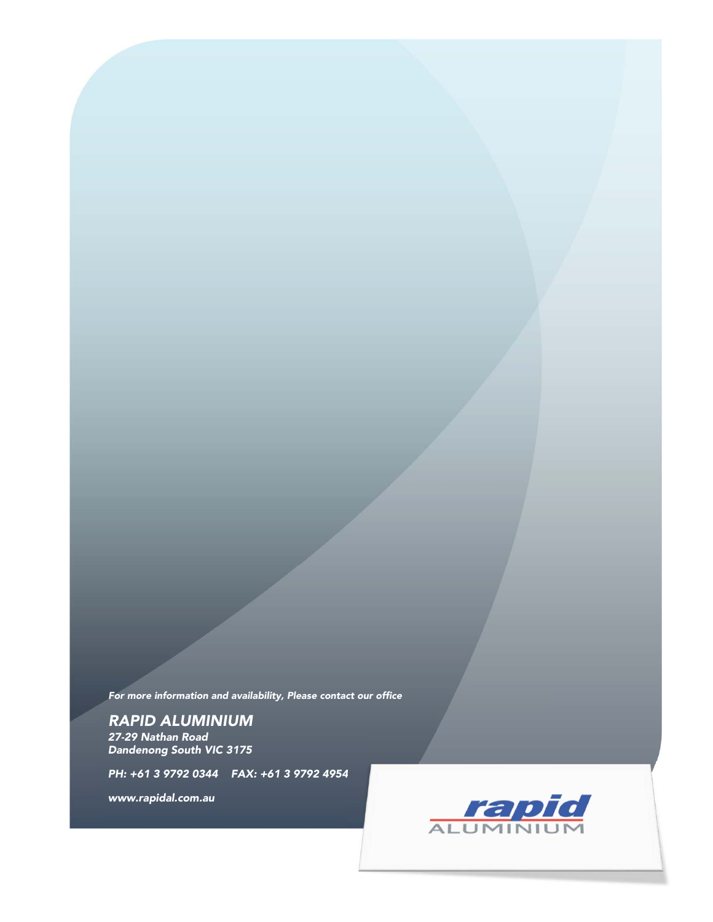*For more information and availability, Please contact our office*

## *RAPID ALUMINIUM*

***27-29 Nathan Road***
***Dandenong South VIC 3175***

***PH: +61 3 9792 0344 FAX: +61 3 9792 4954***

***www.rapidal.com.au***

rapid
ALUMINIUM